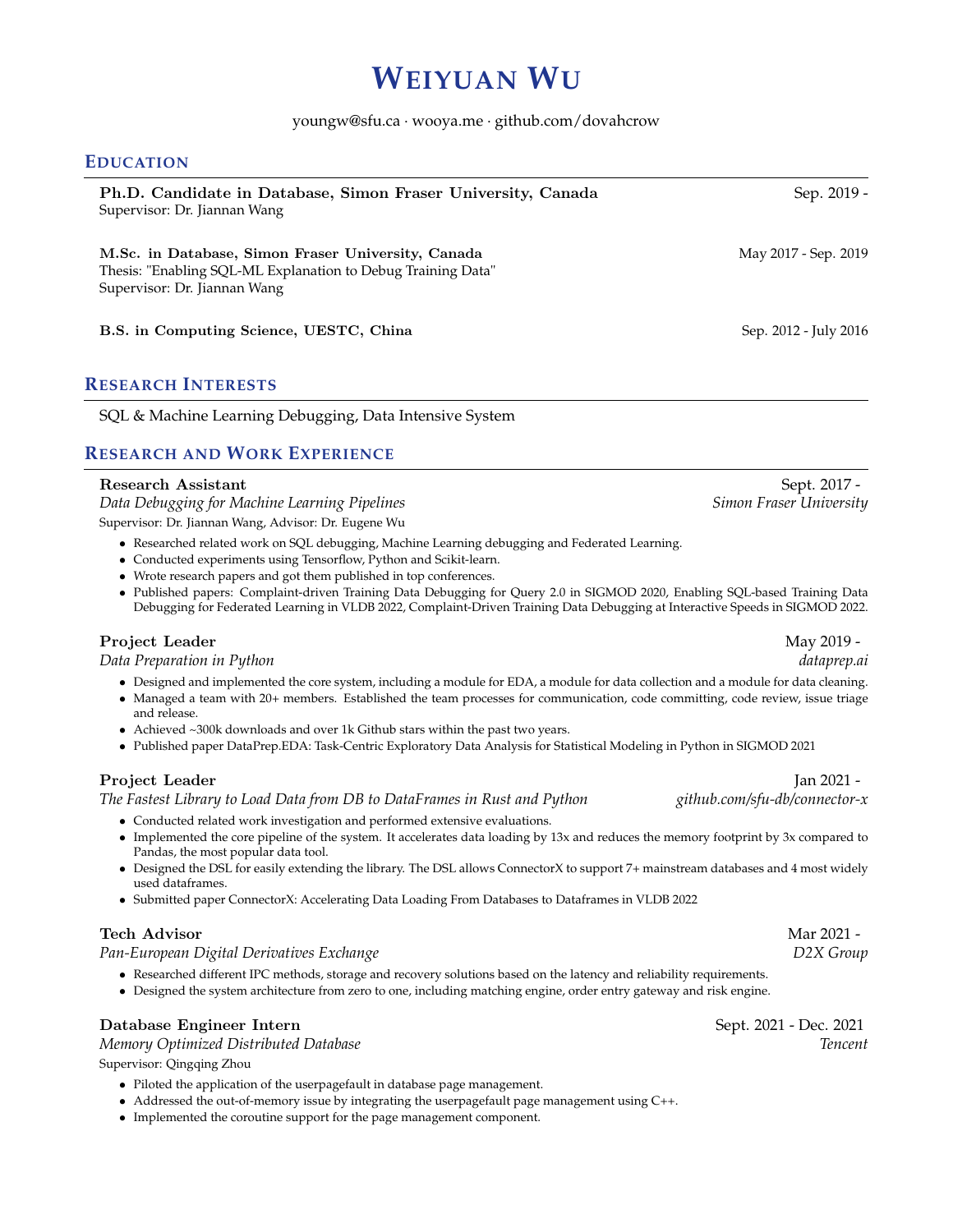# Weiyuan Wu

youngw@sfu.ca · wooya.me · github.com/dovahcrow

## Education

**Ph.D. Candidate in Database, Simon Fraser University, Canada** — Sep. 2019 -
Supervisor: Dr. Jiannan Wang

**M.Sc. in Database, Simon Fraser University, Canada** — May 2017 - Sep. 2019
Thesis: "Enabling SQL-ML Explanation to Debug Training Data"
Supervisor: Dr. Jiannan Wang

**B.S. in Computing Science, UESTC, China** — Sep. 2012 - July 2016

## Research Interests

SQL & Machine Learning Debugging, Data Intensive System

## Research and Work Experience

**Research Assistant** — Sept. 2017 -
*Data Debugging for Machine Learning Pipelines* — *Simon Fraser University*
Supervisor: Dr. Jiannan Wang, Advisor: Dr. Eugene Wu

- Researched related work on SQL debugging, Machine Learning debugging and Federated Learning.
- Conducted experiments using Tensorflow, Python and Scikit-learn.
- Wrote research papers and got them published in top conferences.
- Published papers: Complaint-driven Training Data Debugging for Query 2.0 in SIGMOD 2020, Enabling SQL-based Training Data Debugging for Federated Learning in VLDB 2022, Complaint-Driven Training Data Debugging at Interactive Speeds in SIGMOD 2022.

**Project Leader** — May 2019 -
*Data Preparation in Python* — *dataprep.ai*

- Designed and implemented the core system, including a module for EDA, a module for data collection and a module for data cleaning.
- Managed a team with 20+ members. Established the team processes for communication, code committing, code review, issue triage and release.
- Achieved ~300k downloads and over 1k Github stars within the past two years.
- Published paper DataPrep.EDA: Task-Centric Exploratory Data Analysis for Statistical Modeling in Python in SIGMOD 2021

**Project Leader** — Jan 2021 -
*The Fastest Library to Load Data from DB to DataFrames in Rust and Python* — *github.com/sfu-db/connector-x*

- Conducted related work investigation and performed extensive evaluations.
- Implemented the core pipeline of the system. It accelerates data loading by 13x and reduces the memory footprint by 3x compared to Pandas, the most popular data tool.
- Designed the DSL for easily extending the library. The DSL allows ConnectorX to support 7+ mainstream databases and 4 most widely used dataframes.
- Submitted paper ConnectorX: Accelerating Data Loading From Databases to Dataframes in VLDB 2022

**Tech Advisor** — Mar 2021 -
*Pan-European Digital Derivatives Exchange* — *D2X Group*

- Researched different IPC methods, storage and recovery solutions based on the latency and reliability requirements.
- Designed the system architecture from zero to one, including matching engine, order entry gateway and risk engine.

**Database Engineer Intern** — Sept. 2021 - Dec. 2021
*Memory Optimized Distributed Database* — *Tencent*
Supervisor: Qingqing Zhou

- Piloted the application of the userpagefault in database page management.
- Addressed the out-of-memory issue by integrating the userpagefault page management using C++.
- Implemented the coroutine support for the page management component.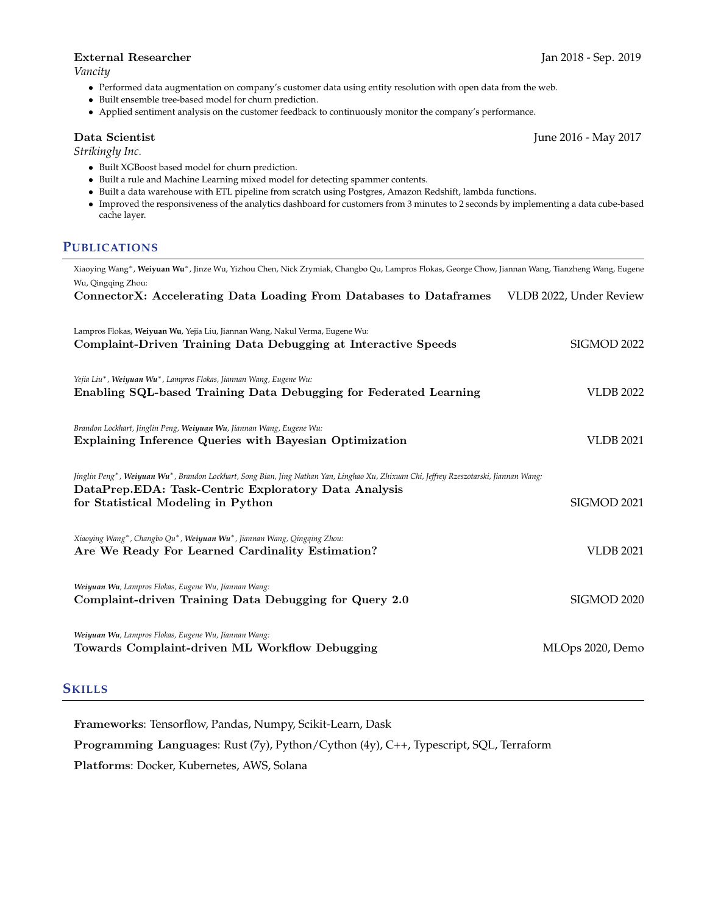**External Researcher** Jan 2018 - Sep. 2019
*Vancity*

- Performed data augmentation on company's customer data using entity resolution with open data from the web.
- Built ensemble tree-based model for churn prediction.
- Applied sentiment analysis on the customer feedback to continuously monitor the company's performance.

**Data Scientist** June 2016 - May 2017
*Strikingly Inc.*

- Built XGBoost based model for churn prediction.
- Built a rule and Machine Learning mixed model for detecting spammer contents.
- Built a data warehouse with ETL pipeline from scratch using Postgres, Amazon Redshift, lambda functions.
- Improved the responsiveness of the analytics dashboard for customers from 3 minutes to 2 seconds by implementing a data cube-based cache layer.

## PUBLICATIONS

Xiaoying Wang*, **Weiyuan Wu***, Jinze Wu, Yizhou Chen, Nick Zrymiak, Changbo Qu, Lampros Flokas, George Chow, Jiannan Wang, Tianzheng Wang, Eugene Wu, Qingqing Zhou:
**ConnectorX: Accelerating Data Loading From Databases to Dataframes** VLDB 2022, Under Review

Lampros Flokas, **Weiyuan Wu**, Yejia Liu, Jiannan Wang, Nakul Verma, Eugene Wu:
**Complaint-Driven Training Data Debugging at Interactive Speeds** SIGMOD 2022

*Yejia Liu*, **Weiyuan Wu***, *Lampros Flokas, Jiannan Wang, Eugene Wu:*
**Enabling SQL-based Training Data Debugging for Federated Learning** VLDB 2022

*Brandon Lockhart, Jinglin Peng,* ***Weiyuan Wu****, Jiannan Wang, Eugene Wu:*
**Explaining Inference Queries with Bayesian Optimization** VLDB 2021

*Jinglin Peng*,* ***Weiyuan Wu****, Brandon Lockhart, Song Bian, Jing Nathan Yan, Linghao Xu, Zhixuan Chi, Jeffrey Rzeszotarski, Jiannan Wang:*
**DataPrep.EDA: Task-Centric Exploratory Data Analysis for Statistical Modeling in Python** SIGMOD 2021

*Xiaoying Wang*, Changbo Qu*,* ***Weiyuan Wu****, Jiannan Wang, Qingqing Zhou:*
**Are We Ready For Learned Cardinality Estimation?** VLDB 2021

***Weiyuan Wu****, Lampros Flokas, Eugene Wu, Jiannan Wang:*
**Complaint-driven Training Data Debugging for Query 2.0** SIGMOD 2020

***Weiyuan Wu****, Lampros Flokas, Eugene Wu, Jiannan Wang:*
**Towards Complaint-driven ML Workflow Debugging** MLOps 2020, Demo

## SKILLS

**Frameworks**: Tensorflow, Pandas, Numpy, Scikit-Learn, Dask

**Programming Languages**: Rust (7y), Python/Cython (4y), C++, Typescript, SQL, Terraform

**Platforms**: Docker, Kubernetes, AWS, Solana